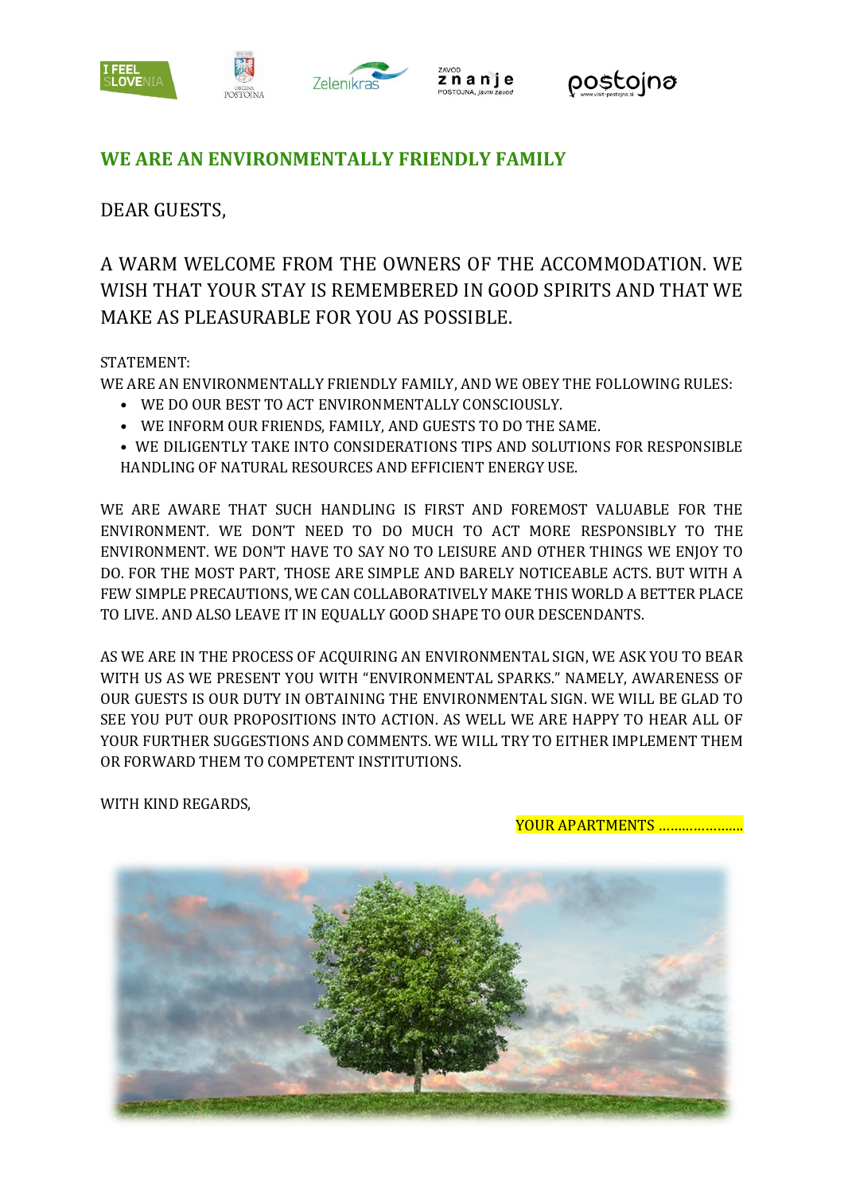## WE ARE AN ENVIRONMENTALLY FRIENDLY FAMILY

DEAR GUESTS,

A WARM WELCOME FROM THE OWNERS OF THE ACCOMMODATION. WE WISH THAT YOUR STAY IS REMEMBERED IN GOOD SPIRITS AND THAT WE MAKE AS PLEASURABLE FOR YOU AS POSSIBLE.

STATEMENT:

WE ARE AN ENVIRONMENTALLY FRIENDLY FAMILY, AND WE OBEY THE FOLLOWING RULES:

- WE DO OUR BEST TO ACT ENVIRONMENTALLY CONSCIOUSLY.
- WE INFORM OUR FRIENDS, FAMILY, AND GUESTS TO DO THE SAME.
- WE DILIGENTLY TAKE INTO CONSIDERATIONS TIPS AND SOLUTIONS FOR RESPONSIBLE HANDLING OF NATURAL RESOURCES AND EFFICIENT ENERGY USE.

WE ARE AWARE THAT SUCH HANDLING IS FIRST AND FOREMOST VALUABLE FOR THE ENVIRONMENT. WE DON'T NEED TO DO MUCH TO ACT MORE RESPONSIBLY TO THE ENVIRONMENT. WE DON'T HAVE TO SAY NO TO LEISURE AND OTHER THINGS WE ENJOY TO DO. FOR THE MOST PART, THOSE ARE SIMPLE AND BARELY NOTICEABLE ACTS. BUT WITH A FEW SIMPLE PRECAUTIONS, WE CAN COLLABORATIVELY MAKE THIS WORLD A BETTER PLACE TO LIVE. AND ALSO LEAVE IT IN EQUALLY GOOD SHAPE TO OUR DESCENDANTS.

AS WE ARE IN THE PROCESS OF ACQUIRING AN ENVIRONMENTAL SIGN, WE ASK YOU TO BEAR WITH US AS WE PRESENT YOU WITH "ENVIRONMENTAL SPARKS." NAMELY, AWARENESS OF OUR GUESTS IS OUR DUTY IN OBTAINING THE ENVIRONMENTAL SIGN. WE WILL BE GLAD TO SEE YOU PUT OUR PROPOSITIONS INTO ACTION. AS WELL WE ARE HAPPY TO HEAR ALL OF YOUR FURTHER SUGGESTIONS AND COMMENTS. WE WILL TRY TO EITHER IMPLEMENT THEM OR FORWARD THEM TO COMPETENT INSTITUTIONS.

WITH KIND REGARDS,

YOUR APPARTMENTS ......................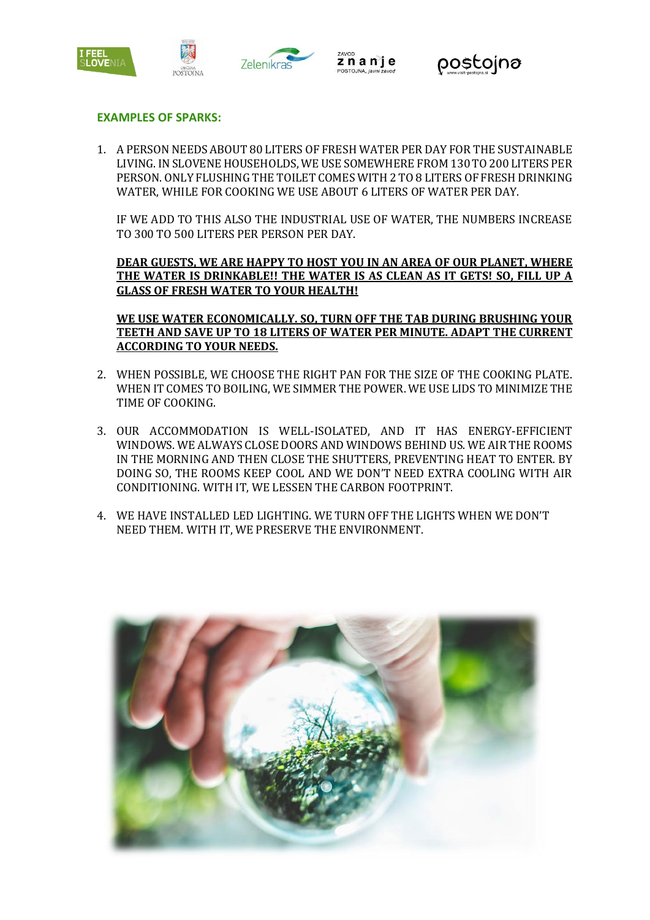**EXAMPLES OF SPARKS:**

1. A PERSON NEEDS ABOUT 80 LITERS OF FRESH WATER PER DAY FOR THE SUSTAINABLE LIVING. IN SLOVENE HOUSEHOLDS, WE USE SOMEWHERE FROM 130 TO 200 LITERS PER PERSON. ONLY FLUSHING THE TOILET COMES WITH 2 TO 8 LITERS OF FRESH DRINKING WATER, WHILE FOR COOKING WE USE ABOUT 6 LITERS OF WATER PER DAY.

   IF WE ADD TO THIS ALSO THE INDUSTRIAL USE OF WATER, THE NUMBERS INCREASE TO 300 TO 500 LITERS PER PERSON PER DAY.

   **DEAR GUESTS, WE ARE HAPPY TO HOST YOU IN AN AREA OF OUR PLANET, WHERE THE WATER IS DRINKABLE!! THE WATER IS AS CLEAN AS IT GETS! SO, FILL UP A GLASS OF FRESH WATER TO YOUR HEALTH!**

   **WE USE WATER ECONOMICALLY. SO, TURN OFF THE TAB DURING BRUSHING YOUR TEETH AND SAVE UP TO 18 LITERS OF WATER PER MINUTE. ADAPT THE CURRENT ACCORDING TO YOUR NEEDS.**

2. WHEN POSSIBLE, WE CHOOSE THE RIGHT PAN FOR THE SIZE OF THE COOKING PLATE. WHEN IT COMES TO BOILING, WE SIMMER THE POWER. WE USE LIDS TO MINIMIZE THE TIME OF COOKING.

3. OUR ACCOMMODATION IS WELL-ISOLATED, AND IT HAS ENERGY-EFFICIENT WINDOWS. WE ALWAYS CLOSE DOORS AND WINDOWS BEHIND US. WE AIR THE ROOMS IN THE MORNING AND THEN CLOSE THE SHUTTERS, PREVENTING HEAT TO ENTER. BY DOING SO, THE ROOMS KEEP COOL AND WE DON'T NEED EXTRA COOLING WITH AIR CONDITIONING. WITH IT, WE LESSEN THE CARBON FOOTPRINT.

4. WE HAVE INSTALLED LED LIGHTING. WE TURN OFF THE LIGHTS WHEN WE DON'T NEED THEM. WITH IT, WE PRESERVE THE ENVIRONMENT.